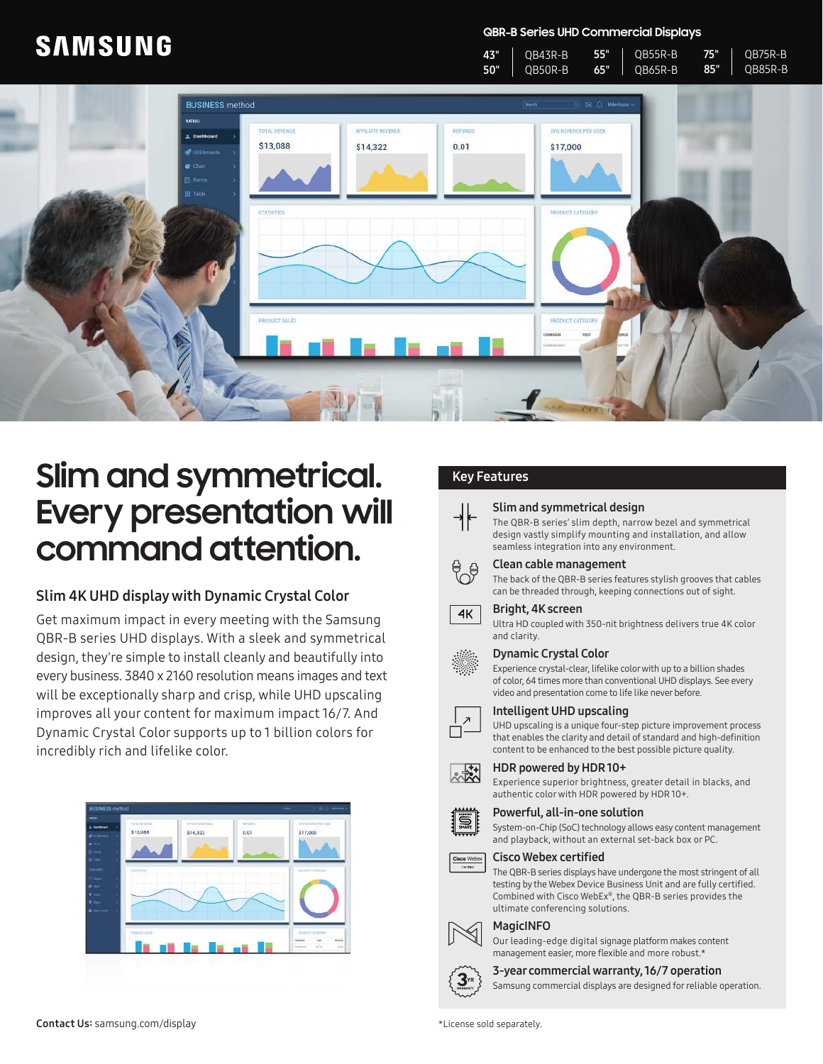SAMSUNG

## QBR-B Series UHD Commercial Displays

| | | | | | |
|---|---|---|---|---|---|
| 43" | QB43R-B | 55" | QB55R-B | 75" | QB75R-B |
| 50" | QB50R-B | 65" | QB65R-B | 85" | QB85R-B |

# Slim and symmetrical. Every presentation will command attention.

### Slim 4K UHD display with Dynamic Crystal Color

Get maximum impact in every meeting with the Samsung QBR-B series UHD displays. With a sleek and symmetrical design, they're simple to install cleanly and beautifully into every business. 3840 x 2160 resolution means images and text will be exceptionally sharp and crisp, while UHD upscaling improves all your content for maximum impact 16/7. And Dynamic Crystal Color supports up to 1 billion colors for incredibly rich and lifelike color.

## Key Features

**Slim and symmetrical design**
The QBR-B series' slim depth, narrow bezel and symmetrical design vastly simplify mounting and installation, and allow seamless integration into any environment.

**Clean cable management**
The back of the QBR-B series features stylish grooves that cables can be threaded through, keeping connections out of sight.

**Bright, 4K screen**
Ultra HD coupled with 350-nit brightness delivers true 4K color and clarity.

**Dynamic Crystal Color**
Experience crystal-clear, lifelike color with up to a billion shades of color, 64 times more than conventional UHD displays. See every video and presentation come to life like never before.

**Intelligent UHD upscaling**
UHD upscaling is a unique four-step picture improvement process that enables the clarity and detail of standard and high-definition content to be enhanced to the best possible picture quality.

**HDR powered by HDR10+**
Experience superior brightness, greater detail in blacks, and authentic color with HDR powered by HDR10+.

**Powerful, all-in-one solution**
System-on-Chip (SoC) technology allows easy content management and playback, without an external set-back box or PC.

**Cisco Webex certified**
The QBR-B series displays have undergone the most stringent of all testing by the Webex Device Business Unit and are fully certified. Combined with Cisco WebEx®, the QBR-B series provides the ultimate conferencing solutions.

**MagicINFO**
Our leading-edge digital signage platform makes content management easier, more flexible and more robust.*

**3-year commercial warranty, 16/7 operation**
Samsung commercial displays are designed for reliable operation.

**Contact Us:** samsung.com/display

*License sold separately.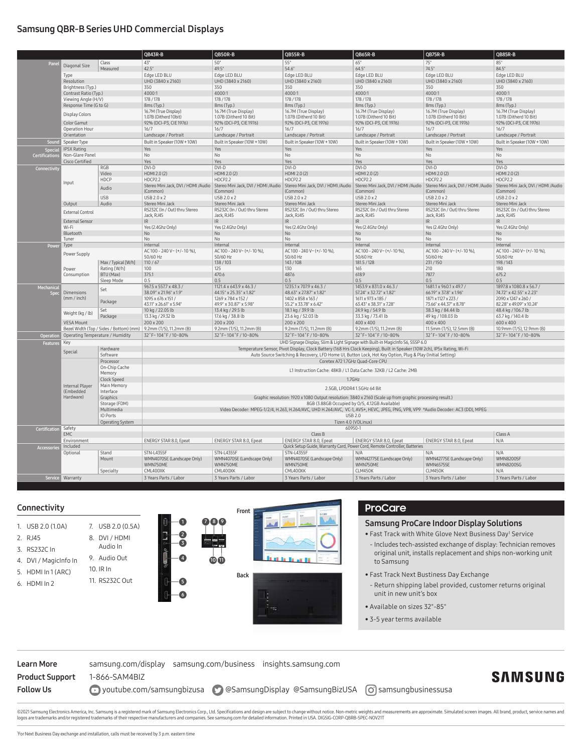## Samsung QBR-B Series UHD Commercial Displays

| | | | QB43R-B | QB50R-B | QB55R-B | QB65R-B | QB75R-B | QB85R-B |
|---|---|---|---|---|---|---|---|---|
| Panel | Diagonal Size | Class | 43" | 50" | 55" | 65" | 75" | 85" |
| | | Measured | 42.5" | 49.5" | 54.6" | 64.5" | 74.5" | 84.5" |
| | Type | | Edge LED BLU | Edge LED BLU | Edge LED BLU | Edge LED BLU | Edge LED BLU | Edge LED BLU |
| | Resolution | | UHD (3840 x 2160) | UHD (3840 x 2160) | UHD (3840 x 2160) | UHD (3840 x 2160) | UHD (3840 x 2160) | UHD (3840 x 2160) |
| | Brightness (Typ.) | | 350 | 350 | 350 | 350 | 350 | 350 |
| | Contrast Ratio (Typ.) | | 4000:1 | 4000:1 | 4000:1 | 4000:1 | 4000:1 | 4000:1 |
| | Viewing Angle (H/V) | | 178 / 178 | 178 / 178 | 178 / 178 | 178 / 178 | 178 / 178 | 178 / 178 |
| | Response Time (G to G) | | 8ms (Typ.) | 8ms (Typ.) | 8ms (Typ.) | 8ms (Typ.) | 8ms (Typ.) | 8ms (Typ.) |
| | Display Colors | | 16.7M (True Display) 1.07B (Dithered 10bit) | 16.7M (True Display) 1.07B (Dithered 10 Bit) | 16.7M (True Display) 1.07B (Dithered 10 Bit) | 16.7M (True Display) 1.07B (Dithered 10 Bit) | 16.7M (True Display) 1.07B (Dithered 10 Bit) | 16.7M (True Display) 1.07B (Dithered 10 Bit) |
| | Color Gamut | | 92% (DCI-P3, CIE 1976) | 92% (DCI-P3, CIE 1976) | 92% (DCI-P3, CIE 1976) | 92% (DCI-P3, CIE 1976) | 92% (DCI-P3, CIE 1976) | 92% (DCI-P3, CIE 1976) |
| | Operation Hour | | 16/7 | 16/7 | 16/7 | 16/7 | 16/7 | 16/7 |
| | Orientation | | Landscape / Portrait | Landscape / Portrait | Landscape / Portrait | Landscape / Portrait | Landscape / Portrait | Landscape / Portrait |
| Sound | Speaker Type | | Built in Speaker (10W + 10W) | Built in Speaker (10W + 10W) | Built in Speaker (10W + 10W) | Built in Speaker (10W + 10W) | Built in Speaker (10W + 10W) | Built in Speaker (10W + 10W) |
| Special Certifications | IP5X Rating | | Yes | Yes | Yes | Yes | Yes | Yes |
| | Non-Glare Panel | | No | No | No | No | No | No |
| | Cisco Certified | | Yes | Yes | Yes | Yes | Yes | Yes |
| Connectivity | Input | RGB | DVI-D | DVI-D | DVI-D | DVI-D | DVI-D | DVI-D |
| | | Video | HDMI 2.0 (2) | HDMI 2.0 (2) | HDMI 2.0 (2) | HDMI 2.0 (2) | HDMI 2.0 (2) | HDMI 2.0 (2) |
| | | HDCP | HDCP2.2 | HDCP2.2 | HDCP2.2 | HDCP2.2 | HDCP2.2 | HDCP2.2 |
| | | Audio | Stereo Mini Jack, DVI / HDMI /Audio (Common) | Stereo Mini Jack, DVI / HDMI /Audio (Common) | Stereo Mini Jack, DVI / HDMI /Audio (Common) | Stereo Mini Jack, DVI / HDMI /Audio (Common) | Stereo Mini Jack, DVI / HDMI /Audio (Common) | Stereo Mini Jack, DVI / HDMI /Audio (Common) |
| | | USB | USB 2.0 x 2 | USB 2.0 x 2 | USB 2.0 x 2 | USB 2.0 x 2 | USB 2.0 x 2 | USB 2.0 x 2 |
| | Output | Audio | Stereo Mini Jack | Stereo Mini Jack | Stereo Mini Jack | Stereo Mini Jack | Stereo Mini Jack | Stereo Mini Jack |
| | External Control | | RS232C (In / Out) thru Stereo Jack, RJ45 | RS232C (In / Out) thru Stereo Jack, RJ45 | RS232C (In / Out) thru Stereo Jack, RJ45 | RS232C (In / Out) thru Stereo Jack, RJ45 | RS232C (In / Out) thru Stereo Jack, RJ45 | RS232C (In / Out) thru Stereo Jack, RJ45 |
| | External Sensor | | IR | IR | IR | IR | IR | IR |
| | Wi-Fi | | Yes (2.4Ghz Only) | Yes (2.4Ghz Only) | Yes (2.4Ghz Only) | Yes (2.4Ghz Only) | Yes (2.4Ghz Only) | Yes (2.4Ghz Only) |
| | Bluetooth | | No | No | No | No | No | No |
| | Tuner | | No | No | No | No | No | No |
| Power | Type | | Internal | Internal | Internal | Internal | Internal | Internal |
| | Power Supply | | AC 100 - 240 V~ (+/- 10 %), 50/60 Hz | AC 100 - 240 V~ (+/- 10 %), 50/60 Hz | AC 100 - 240 V~ (+/- 10 %), 50/60 Hz | AC 100 - 240 V~ (+/- 10 %), 50/60 Hz | AC 100 - 240 V~ (+/- 10 %), 50/60 Hz | AC 100 - 240 V~ (+/- 10 %), 50/60 Hz |
| | Power Consumption | Max / Typical [W/h] | 110 / 67 | 138 / 103 | 143 / 108 | 181.5 / 128 | 231 / 150 | 198 / 143 |
| | | Rating [W/h] | 100 | 125 | 130 | 165 | 210 | 180 |
| | | BTU (Max) | 375.1 | 470.6 | 487.6 | 618.9 | 787.7 | 675.2 |
| | | Sleep Mode | 0.5 | 0.5 | 0.5 | 0.5 | 0.5 | 0.5 |
| Mechanical Spec | Dimensions (mm / inch) | Set | 967.5 x 557.7 x 48.3 / 38.09" x 21.96" x 1.9" | 1121.4 x 643.9 x 46.3 / 44.15" x 25.35" x 1.82" | 1235.1 x 707.9 x 46.3 / 48.63" x 27.87" x 1.82" | 1453.9 x 831.0 x 46.3 / 57.24" x 32.72" x 1.82" | 1681.1 x 960.1 x 49.7 / 66.19" x 37.8" x 1.96" | 1897.8 x 1080.8 x 56.7 / 74.72" x 42.55" x 2.23" |
| | | Package | 1095 x 676 x 151 / 43.11" x 26.61" x 5.94" | 1269 x 784 x 152 / 49.9" x 30.87" x 5.98" | 1402 x 858 x 163 / 55.2" x 33.78" x 6.42" | 1611 x 973 x 185 / 63.43" x 38.31" x 7.28" | 1871 x 1127 x 223 / 73.66" x 44.37" x 8.78" | 2090 x 1247 x 260 / 82.28" x 49.09" x 10.24" |
| | Weight (kg / lb) | Set | 10 kg / 22.05 lb | 13.4 kg / 29.5 lb | 18.1 kg / 39.9 lb | 24.9 kg / 54.9 lb | 38.3 kg / 84.44 lb | 48.4 kg / 106.7 lb |
| | | Package | 13.3 kg / 29.32 lb | 17.6 kg / 38.8 lb | 23.6 kg / 52.03 lb | 33.3 kg / 73.41 lb | 49 kg / 108.03 lb | 63.7 kg / 140.4 lb |
| | VESA Mount | | 200 x 200 | 200 x 200 | 200 x 200 | 400 x 400 | 400 x 400 | 600 x 400 |
| | Bezel Width (Top / Sides / Bottom) (mm) | | 9.2mm (T/S), 11.2mm (B) | 9.2mm (T/S), 11.2mm (B) | 9.2mm (T/S), 11.2mm (B) | 9.2mm (T/S), 11.2mm (B) | 11.5mm (T/S), 12.5mm (B) | 10.9mm (T/S), 12.9mm (B) |
| Operation | Operating Temperature / Humidity | | 32˚F~104˚F / 10~80% | 32˚F~104˚F / 10~80% | 32˚F~104˚F / 10~80% | 32˚F~104˚F / 10~80% | 32˚F~104˚F / 10~80% | 32˚F~104˚F / 10~80% |
| Features | Key | | UHD Signage Display, Slim & Light Signage with Built-in MagicInfo S6, SSSP 6.0 | | | | | |
| | Special | Hardware | Temperature Sensor, Pivot Display, Clock Battery (168 Hrs Clock Keeping), Built in Speaker (10W 2ch), IP5x Rating, Wi-Fi | | | | | |
| | | Software | Auto Source Switching & Recovery, LFD Home UI, Button Lock, Hot Key Option, Plug & Play (Initial Setting) | | | | | |
| | Internal Player (Embedded Hardware) | Processor | Coretex A72 1.7GHz Quad-Core CPU | | | | | |
| | | On-Chip Cache Memory | L1 Instruction Cache: 48KB / L1 Data Cache: 32KB / L2 Cache: 2MB | | | | | |
| | | Clock Speed | 1.7GHz | | | | | |
| | | Main Memory Interface | 2.5GB, LPDDR4 1.5GHz 64 Bit | | | | | |
| | | Graphics | Graphic resolution: 1920 x 1080 Output resolution: 3840 x 2160 (Scale up from graphic resolution result.) | | | | | |
| | | Storage (FDM) | 8GB (3.88GB Occupied by O/S, 4.12GB Available) | | | | | |
| | | Multimedia | Video Decoder: MPEG-1/2/4, H.263, H.264/AVC, UHD H.264/AVC, VC-1, AVS+, HEVC, JPEG, PNG, VP8, VP9 *Audio Decoder: AC3 (DD), MPEG | | | | | |
| | | IO Ports | USB 2.0 | | | | | |
| | | Operating System | Tizen 4.0 (VDLinux) | | | | | |
| Certification | Safety | | 60950-1 | | | | | |
| | EMC | | Class B | | | | | Class A |
| | Environment | | ENERGY STAR 8.0, Epeat | ENERGY STAR 8.0, Epeat | ENERGY STAR 8.0, Epeat | ENERGY STAR 8.0, Epeat | ENERGY STAR 8.0, Epeat | N/A |
| Accessories | Included | | Quick Setup Guide, Warranty Card, Power Cord, Remote Controller, Batteries | | | | | |
| | Optional | Stand | STN-L4355F | STN-L4355F | STN-L4355F | N/A | N/A | N/A |
| | | Mount | WMN4070SE (Landscape Only) WMN750ME | WMN4070SE (Landscape Only) WMN750ME | WMN4070SE (Landscape Only) WMN750ME | WMN4277SE (Landscape Only) WMN750ME | WMN4277SE (Landscape Only) WMN6575SE | WMN8200SF WMN8200SG |
| | | Specialty | CML400KK | CML400KK | CML400KK | CLM450K | CLM450K | N/A |
| Service | Warranty | | 3 Years Parts / Labor | 3 Years Parts / Labor | 3 Years Parts / Labor | 3 Years Parts / Labor | 3 Years Parts / Labor | 3 Years Parts / Labor |

### Connectivity

1. USB 2.0 (1.0A)
2. RJ45
3. RS232C In
4. DVI / MagicInfo In
5. HDMI In 1 (ARC)
6. HDMI In 2
7. USB 2.0 (0.5A)
8. DVI / HDMI Audio In
9. Audio Out
10. IR In
11. RS232C Out

Front

Back

## ProCare

### Samsung ProCare Indoor Display Solutions

- Fast Track with White Glove Next Business Day[1] Service
  - Includes tech-assisted exchange of display: Technician removes original unit, installs replacement and ships non-working unit to Samsung
- Fast Track Next Business Day Exchange
  - Return shipping label provided, customer returns original unit in new unit's box
- Available on sizes 32"-85"
- 3-5 year terms available

**Learn More** samsung.com/display samsung.com/business insights.samsung.com

**Product Support** 1-866-SAM4BIZ

**Follow Us** youtube.com/samsungbizusa @SamsungDisplay @SamsungBizUSA samsungbusinessusa

SAMSUNG

©2021 Samsung Electronics America, Inc. Samsung is a registered mark of Samsung Electronics Corp., Ltd. Specifications and design are subject to change without notice. Non-metric weights and measurements are approximate. Simulated screen images. All brand, product, service names and logos are trademarks and/or registered trademarks of their respective manufacturers and companies. See samsung.com for detailed information. Printed in USA. DIGSIG-CORP-QBRB-SPEC-NOV21T

[1]For Next Business Day exchange and installation, calls must be received by 3 p.m. eastern time